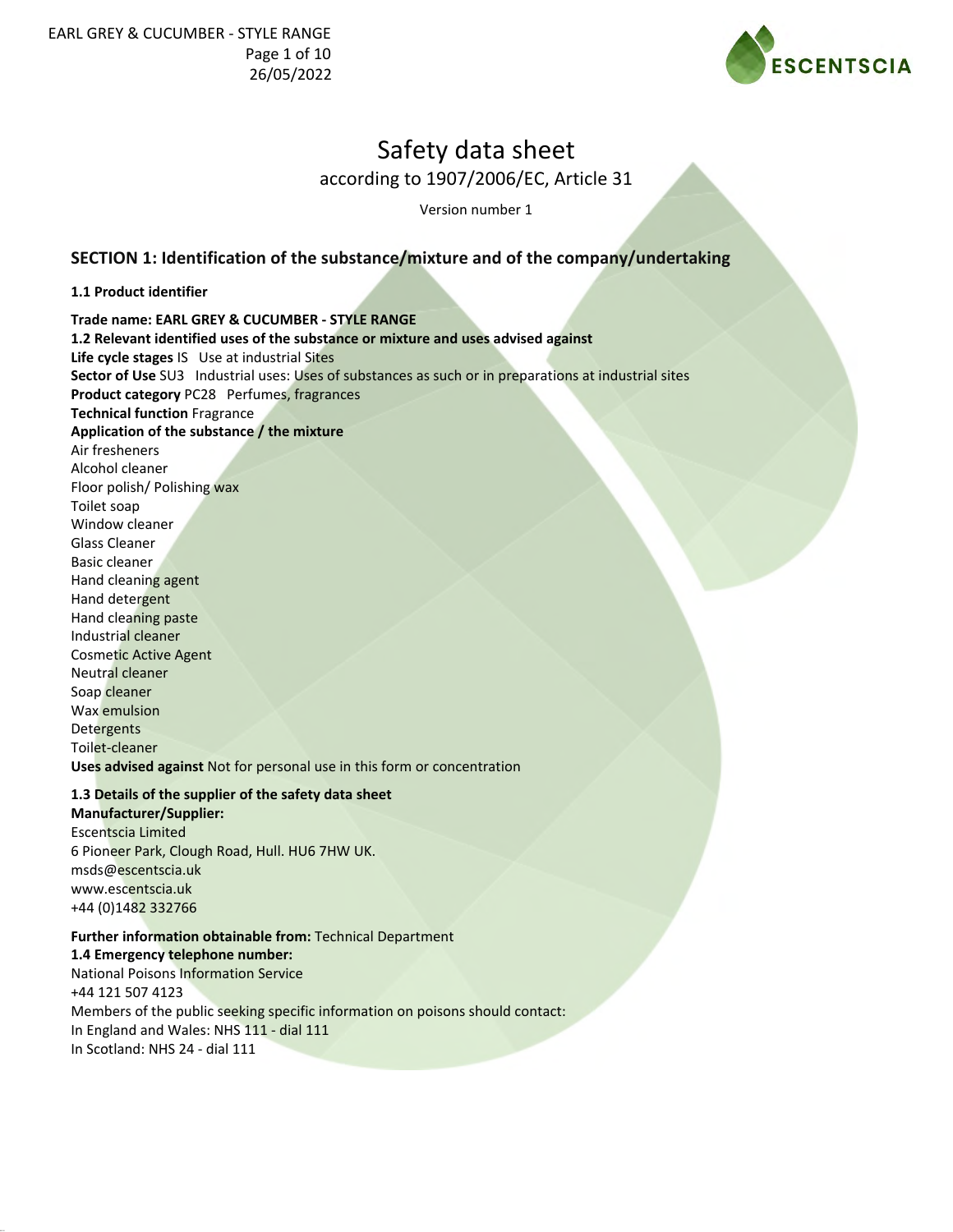# Safety data sheet

according to 1907/2006/EC, Article 31

Version number 1

## SECTION 1: Identification of the substance/mixture and of the company/undertaking

**1.1 Product identifier**

**Trade name: EARL GREY & CUCUMBER - STYLE RANGE**

**1.2 Relevant identified uses of the substance or mixture and uses advised against**

**Life cycle stages** IS Use at industrial Sites

**Sector of Use** SU3 Industrial uses: Uses of substances as such or in preparations at industrial sites

**Product category** PC28 Perfumes, fragrances

**Technical function** Fragrance

**Application of the substance / the mixture**

Air fresheners
Alcohol cleaner
Floor polish/ Polishing wax
Toilet soap
Window cleaner
Glass Cleaner
Basic cleaner
Hand cleaning agent
Hand detergent
Hand cleaning paste
Industrial cleaner
Cosmetic Active Agent
Neutral cleaner
Soap cleaner
Wax emulsion
Detergents
Toilet-cleaner

**Uses advised against** Not for personal use in this form or concentration

**1.3 Details of the supplier of the safety data sheet**

**Manufacturer/Supplier:**

Escentscia Limited
6 Pioneer Park, Clough Road, Hull. HU6 7HW UK.
msds@escentscia.uk
www.escentscia.uk
+44 (0)1482 332766

**Further information obtainable from:** Technical Department

**1.4 Emergency telephone number:**

National Poisons Information Service
+44 121 507 4123
Members of the public seeking specific information on poisons should contact:
In England and Wales: NHS 111 - dial 111
In Scotland: NHS 24 - dial 111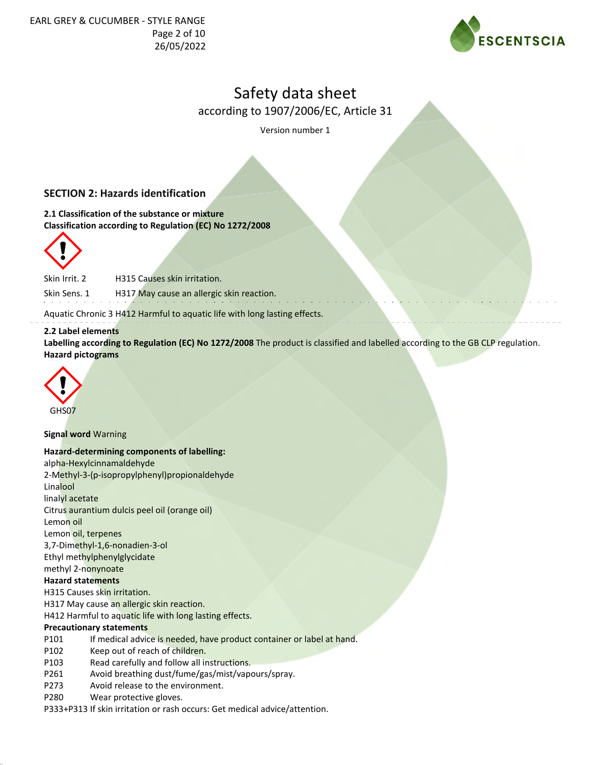# Safety data sheet

according to 1907/2006/EC, Article 31

Version number 1

## SECTION 2: Hazards identification

**2.1 Classification of the substance or mixture**
**Classification according to Regulation (EC) No 1272/2008**

Skin Irrit. 2 H315 Causes skin irritation.

Skin Sens. 1 H317 May cause an allergic skin reaction.

Aquatic Chronic 3 H412 Harmful to aquatic life with long lasting effects.

**2.2 Label elements**
**Labelling according to Regulation (EC) No 1272/2008** The product is classified and labelled according to the GB CLP regulation.
**Hazard pictograms**

GHS07

**Signal word** Warning

**Hazard-determining components of labelling:**
alpha-Hexylcinnamaldehyde
2-Methyl-3-(p-isopropylphenyl)propionaldehyde
Linalool
linalyl acetate
Citrus aurantium dulcis peel oil (orange oil)
Lemon oil
Lemon oil, terpenes
3,7-Dimethyl-1,6-nonadien-3-ol
Ethyl methylphenylglycidate
methyl 2-nonynoate

**Hazard statements**
H315 Causes skin irritation.
H317 May cause an allergic skin reaction.
H412 Harmful to aquatic life with long lasting effects.

**Precautionary statements**
P101 If medical advice is needed, have product container or label at hand.
P102 Keep out of reach of children.
P103 Read carefully and follow all instructions.
P261 Avoid breathing dust/fume/gas/mist/vapours/spray.
P273 Avoid release to the environment.
P280 Wear protective gloves.
P333+P313 If skin irritation or rash occurs: Get medical advice/attention.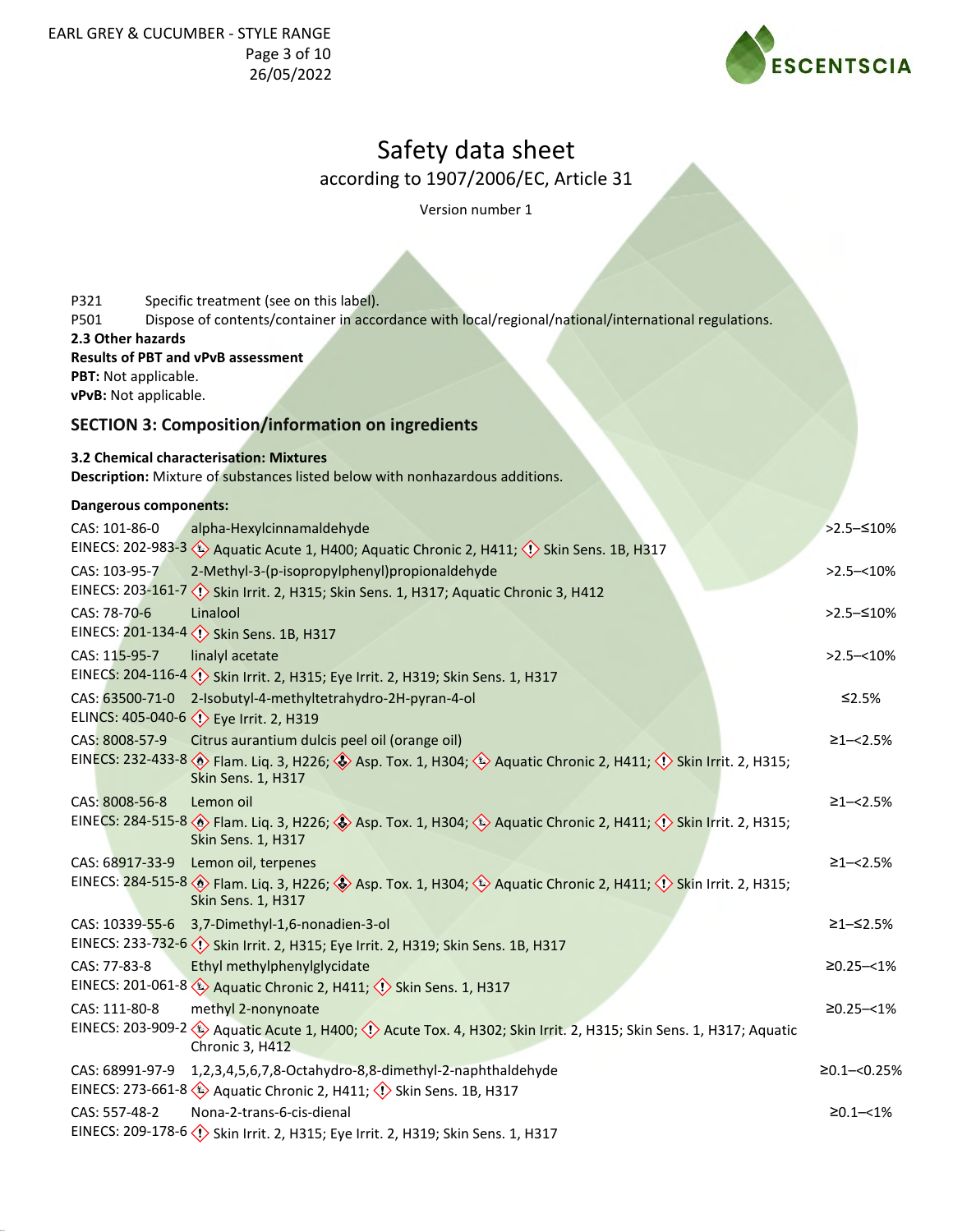# Safety data sheet

according to 1907/2006/EC, Article 31

Version number 1

P321 Specific treatment (see on this label).
P501 Dispose of contents/container in accordance with local/regional/national/international regulations.

**2.3 Other hazards**

**Results of PBT and vPvB assessment**

**PBT:** Not applicable.

**vPvB:** Not applicable.

## SECTION 3: Composition/information on ingredients

**3.2 Chemical characterisation: Mixtures**

**Description:** Mixture of substances listed below with nonhazardous additions.

**Dangerous components:**

| Identifiers | Name / Classification | Concentration |
|---|---|---|
| CAS: 101-86-0<br>EINECS: 202-983-3 | alpha-Hexylcinnamaldehyde<br>Aquatic Acute 1, H400; Aquatic Chronic 2, H411; Skin Sens. 1B, H317 | >2.5–≤10% |
| CAS: 103-95-7<br>EINECS: 203-161-7 | 2-Methyl-3-(p-isopropylphenyl)propionaldehyde<br>Skin Irrit. 2, H315; Skin Sens. 1, H317; Aquatic Chronic 3, H412 | >2.5–<10% |
| CAS: 78-70-6<br>EINECS: 201-134-4 | Linalool<br>Skin Sens. 1B, H317 | >2.5–≤10% |
| CAS: 115-95-7<br>EINECS: 204-116-4 | linalyl acetate<br>Skin Irrit. 2, H315; Eye Irrit. 2, H319; Skin Sens. 1, H317 | >2.5–<10% |
| CAS: 63500-71-0<br>ELINCS: 405-040-6 | 2-Isobutyl-4-methyltetrahydro-2H-pyran-4-ol<br>Eye Irrit. 2, H319 | ≤2.5% |
| CAS: 8008-57-9<br>EINECS: 232-433-8 | Citrus aurantium dulcis peel oil (orange oil)<br>Flam. Liq. 3, H226; Asp. Tox. 1, H304; Aquatic Chronic 2, H411; Skin Irrit. 2, H315; Skin Sens. 1, H317 | ≥1–<2.5% |
| CAS: 8008-56-8<br>EINECS: 284-515-8 | Lemon oil<br>Flam. Liq. 3, H226; Asp. Tox. 1, H304; Aquatic Chronic 2, H411; Skin Irrit. 2, H315; Skin Sens. 1, H317 | ≥1–<2.5% |
| CAS: 68917-33-9<br>EINECS: 284-515-8 | Lemon oil, terpenes<br>Flam. Liq. 3, H226; Asp. Tox. 1, H304; Aquatic Chronic 2, H411; Skin Irrit. 2, H315; Skin Sens. 1, H317 | ≥1–<2.5% |
| CAS: 10339-55-6<br>EINECS: 233-732-6 | 3,7-Dimethyl-1,6-nonadien-3-ol<br>Skin Irrit. 2, H315; Eye Irrit. 2, H319; Skin Sens. 1B, H317 | ≥1–≤2.5% |
| CAS: 77-83-8<br>EINECS: 201-061-8 | Ethyl methylphenylglycidate<br>Aquatic Chronic 2, H411; Skin Sens. 1, H317 | ≥0.25–<1% |
| CAS: 111-80-8<br>EINECS: 203-909-2 | methyl 2-nonynoate<br>Aquatic Acute 1, H400; Acute Tox. 4, H302; Skin Irrit. 2, H315; Skin Sens. 1, H317; Aquatic Chronic 3, H412 | ≥0.25–<1% |
| CAS: 68991-97-9<br>EINECS: 273-661-8 | 1,2,3,4,5,6,7,8-Octahydro-8,8-dimethyl-2-naphthaldehyde<br>Aquatic Chronic 2, H411; Skin Sens. 1B, H317 | ≥0.1–<0.25% |
| CAS: 557-48-2<br>EINECS: 209-178-6 | Nona-2-trans-6-cis-dienal<br>Skin Irrit. 2, H315; Eye Irrit. 2, H319; Skin Sens. 1, H317 | ≥0.1–<1% |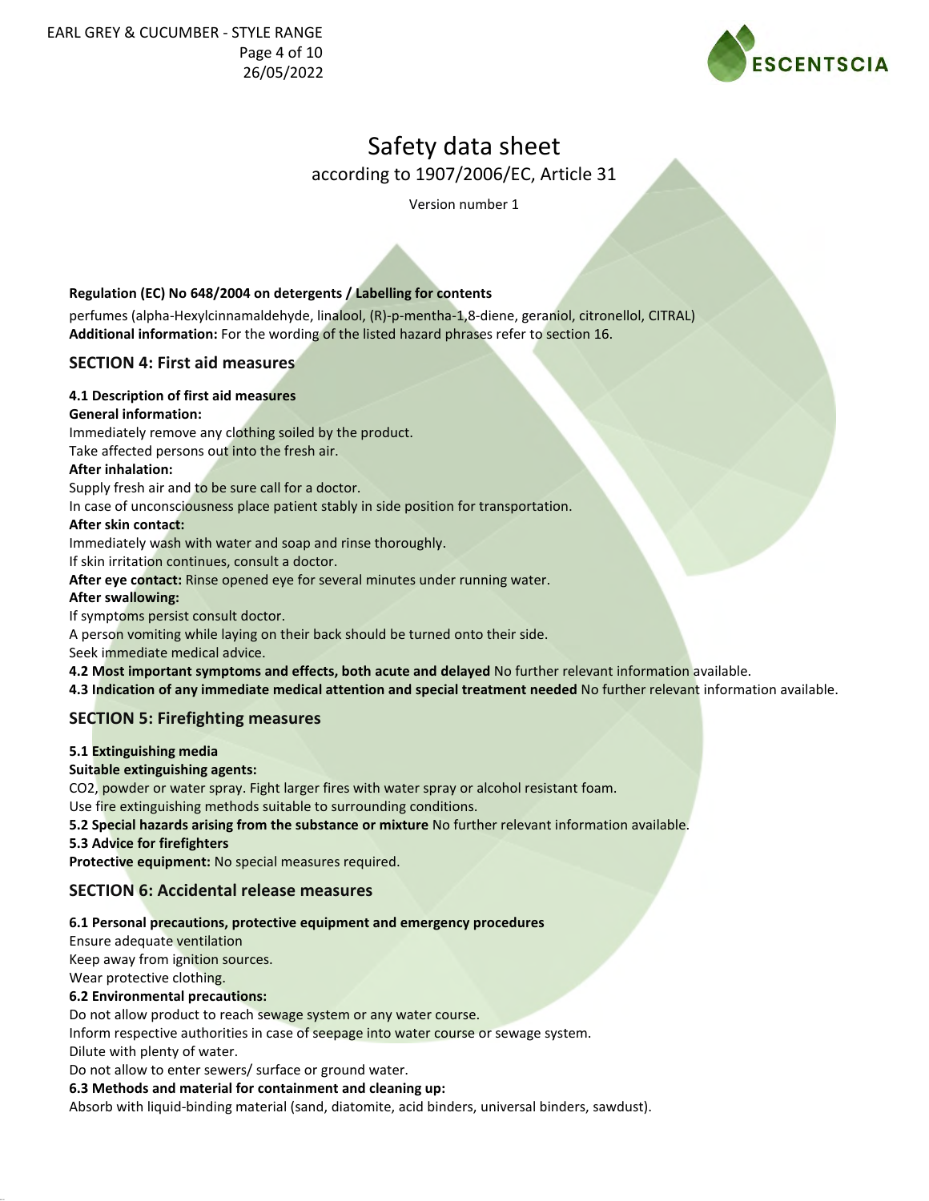# Safety data sheet

according to 1907/2006/EC, Article 31

Version number 1

**Regulation (EC) No 648/2004 on detergents / Labelling for contents**

perfumes (alpha-Hexylcinnamaldehyde, linalool, (R)-p-mentha-1,8-diene, geraniol, citronellol, CITRAL)

**Additional information:** For the wording of the listed hazard phrases refer to section 16.

## SECTION 4: First aid measures

**4.1 Description of first aid measures**

**General information:**

Immediately remove any clothing soiled by the product.

Take affected persons out into the fresh air.

**After inhalation:**

Supply fresh air and to be sure call for a doctor.

In case of unconsciousness place patient stably in side position for transportation.

**After skin contact:**

Immediately wash with water and soap and rinse thoroughly.

If skin irritation continues, consult a doctor.

**After eye contact:** Rinse opened eye for several minutes under running water.

**After swallowing:**

If symptoms persist consult doctor.

A person vomiting while laying on their back should be turned onto their side.

Seek immediate medical advice.

**4.2 Most important symptoms and effects, both acute and delayed** No further relevant information available.

**4.3 Indication of any immediate medical attention and special treatment needed** No further relevant information available.

## SECTION 5: Firefighting measures

**5.1 Extinguishing media**

**Suitable extinguishing agents:**

$CO_2$, powder or water spray. Fight larger fires with water spray or alcohol resistant foam.

Use fire extinguishing methods suitable to surrounding conditions.

**5.2 Special hazards arising from the substance or mixture** No further relevant information available.

**5.3 Advice for firefighters**

**Protective equipment:** No special measures required.

## SECTION 6: Accidental release measures

**6.1 Personal precautions, protective equipment and emergency procedures**

Ensure adequate ventilation

Keep away from ignition sources.

Wear protective clothing.

**6.2 Environmental precautions:**

Do not allow product to reach sewage system or any water course.

Inform respective authorities in case of seepage into water course or sewage system.

Dilute with plenty of water.

Do not allow to enter sewers/ surface or ground water.

**6.3 Methods and material for containment and cleaning up:**

Absorb with liquid-binding material (sand, diatomite, acid binders, universal binders, sawdust).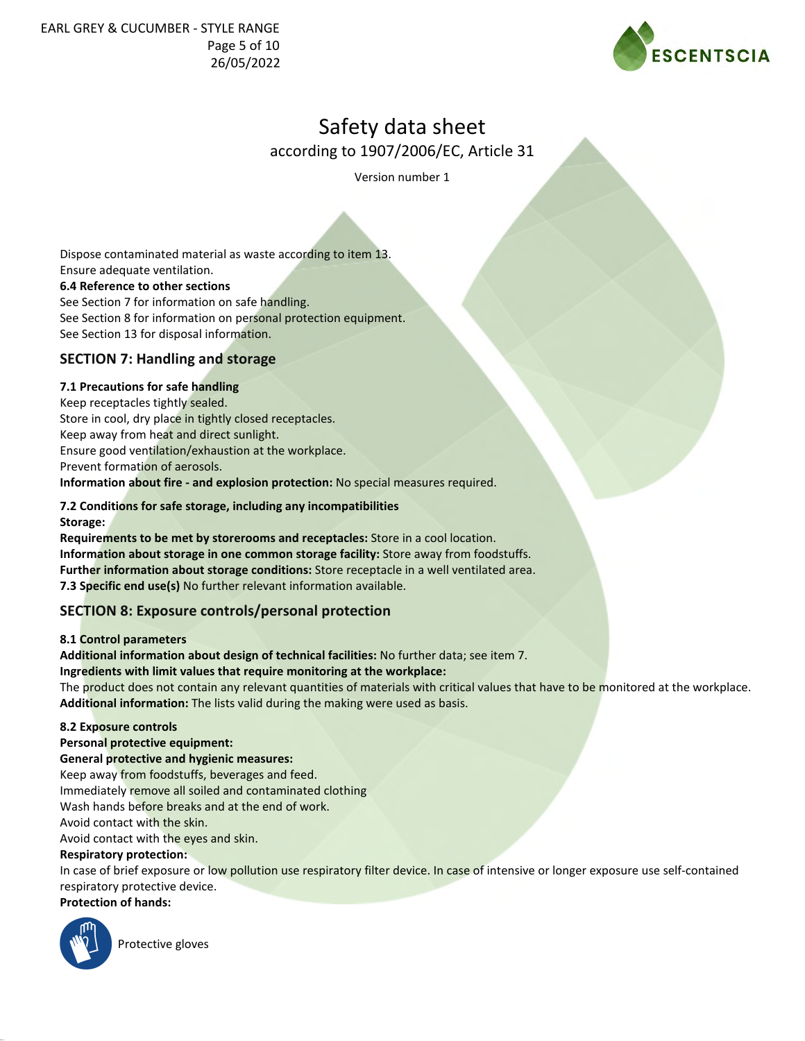Dispose contaminated material as waste according to item 13.
Ensure adequate ventilation.

**6.4 Reference to other sections**

See Section 7 for information on safe handling.
See Section 8 for information on personal protection equipment.
See Section 13 for disposal information.

## SECTION 7: Handling and storage

**7.1 Precautions for safe handling**

Keep receptacles tightly sealed.
Store in cool, dry place in tightly closed receptacles.
Keep away from heat and direct sunlight.
Ensure good ventilation/exhaustion at the workplace.
Prevent formation of aerosols.
**Information about fire - and explosion protection:** No special measures required.

**7.2 Conditions for safe storage, including any incompatibilities**

**Storage:**
**Requirements to be met by storerooms and receptacles:** Store in a cool location.
**Information about storage in one common storage facility:** Store away from foodstuffs.
**Further information about storage conditions:** Store receptacle in a well ventilated area.
**7.3 Specific end use(s)** No further relevant information available.

## SECTION 8: Exposure controls/personal protection

**8.1 Control parameters**

**Additional information about design of technical facilities:** No further data; see item 7.
**Ingredients with limit values that require monitoring at the workplace:**
The product does not contain any relevant quantities of materials with critical values that have to be monitored at the workplace.
**Additional information:** The lists valid during the making were used as basis.

**8.2 Exposure controls**

**Personal protective equipment:**
**General protective and hygienic measures:**
Keep away from foodstuffs, beverages and feed.
Immediately remove all soiled and contaminated clothing
Wash hands before breaks and at the end of work.
Avoid contact with the skin.
Avoid contact with the eyes and skin.
**Respiratory protection:**
In case of brief exposure or low pollution use respiratory filter device. In case of intensive or longer exposure use self-contained respiratory protective device.
**Protection of hands:**

Protective gloves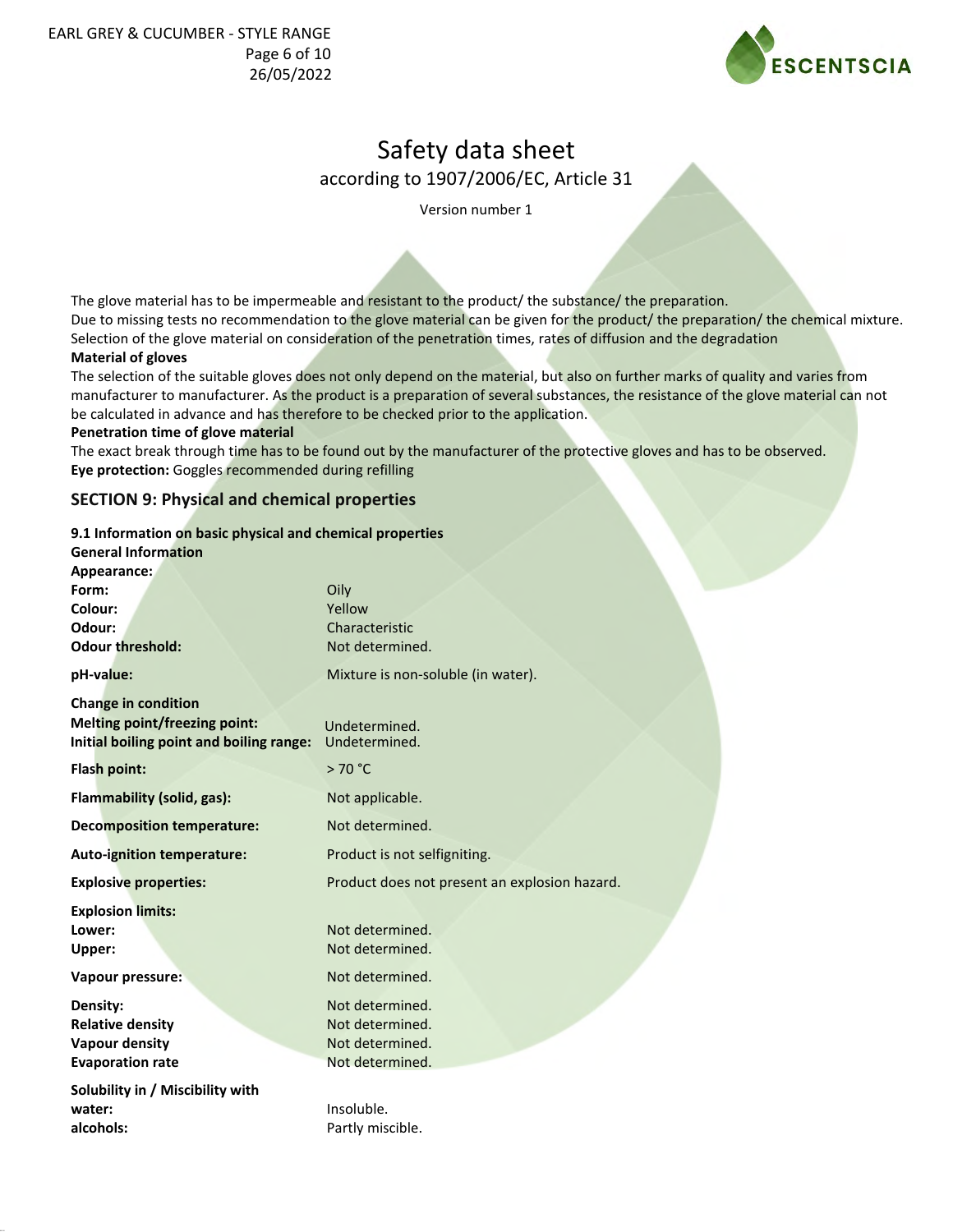# Safety data sheet

according to 1907/2006/EC, Article 31

Version number 1

The glove material has to be impermeable and resistant to the product/ the substance/ the preparation.
Due to missing tests no recommendation to the glove material can be given for the product/ the preparation/ the chemical mixture.
Selection of the glove material on consideration of the penetration times, rates of diffusion and the degradation

**Material of gloves**

The selection of the suitable gloves does not only depend on the material, but also on further marks of quality and varies from manufacturer to manufacturer. As the product is a preparation of several substances, the resistance of the glove material can not be calculated in advance and has therefore to be checked prior to the application.

**Penetration time of glove material**

The exact break through time has to be found out by the manufacturer of the protective gloves and has to be observed.

**Eye protection:** Goggles recommended during refilling

## SECTION 9: Physical and chemical properties

**9.1 Information on basic and chemical properties**

**General Information**

**Appearance:**

| | |
|---|---|
| **Form:** | Oily |
| **Colour:** | Yellow |
| **Odour:** | Characteristic |
| **Odour threshold:** | Not determined. |
| **pH-value:** | Mixture is non-soluble (in water). |
| **Change in condition** | |
| **Melting point/freezing point:** | Undetermined. |
| **Initial boiling point and boiling range:** | Undetermined. |
| **Flash point:** | > 70 °C |
| **Flammability (solid, gas):** | Not applicable. |
| **Decomposition temperature:** | Not determined. |
| **Auto-ignition temperature:** | Product is not selfigniting. |
| **Explosive properties:** | Product does not present an explosion hazard. |
| **Explosion limits:** | |
| **Lower:** | Not determined. |
| **Upper:** | Not determined. |
| **Vapour pressure:** | Not determined. |
| **Density:** | Not determined. |
| **Relative density** | Not determined. |
| **Vapour density** | Not determined. |
| **Evaporation rate** | Not determined. |
| **Solubility in / Miscibility with** | |
| **water:** | Insoluble. |
| **alcohols:** | Partly miscible. |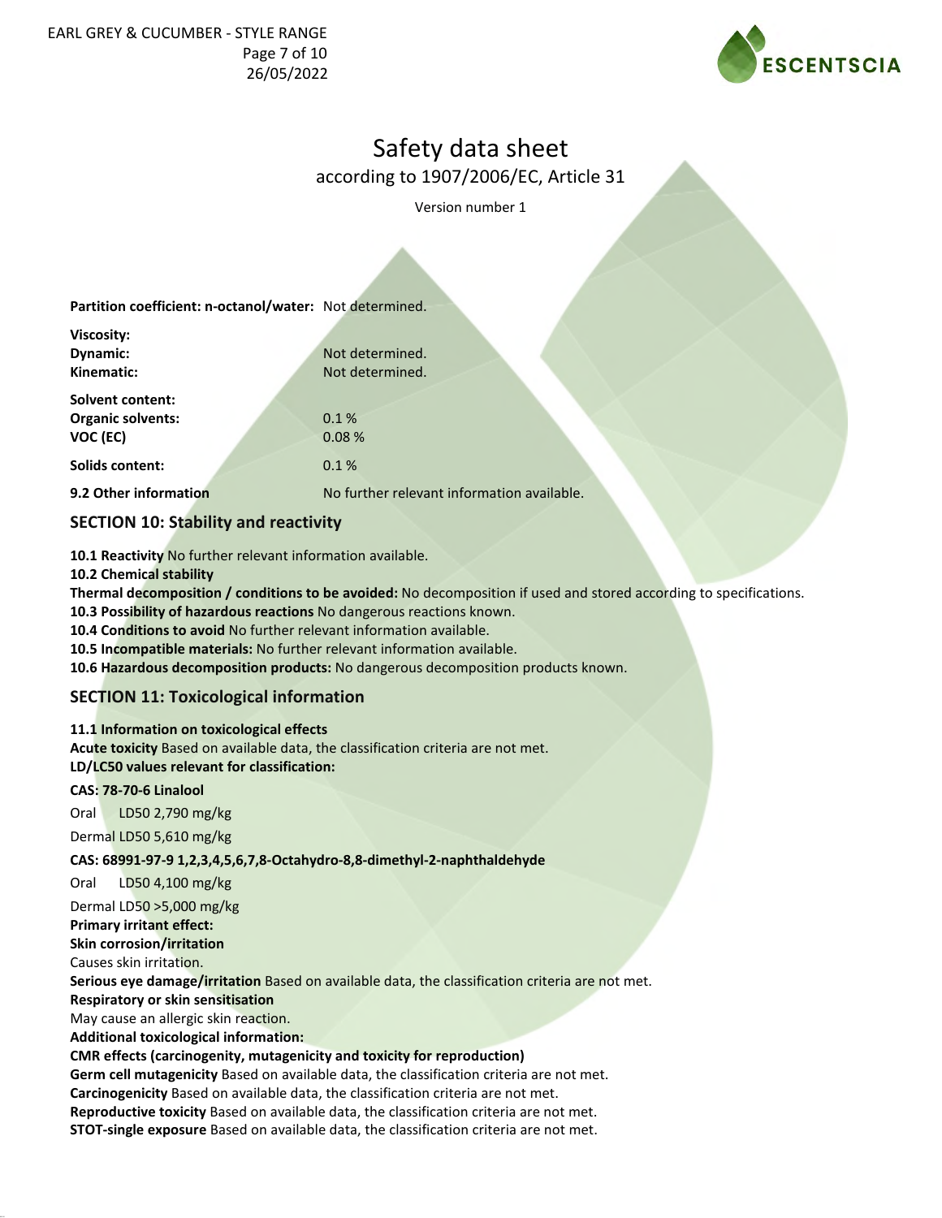**Partition coefficient: n-octanol/water:** Not determined.

**Viscosity:**
**Dynamic:** Not determined.
**Kinematic:** Not determined.

**Solvent content:**
**Organic solvents:** 0.1 %
**VOC (EC)** 0.08 %

**Solids content:** 0.1 %

**9.2 Other information** No further relevant information available.

## SECTION 10: Stability and reactivity

**10.1 Reactivity** No further relevant information available.
**10.2 Chemical stability**
**Thermal decomposition / conditions to be avoided:** No decomposition if used and stored according to specifications.
**10.3 Possibility of hazardous reactions** No dangerous reactions known.
**10.4 Conditions to avoid** No further relevant information available.
**10.5 Incompatible materials:** No further relevant information available.
**10.6 Hazardous decomposition products:** No dangerous decomposition products known.

## SECTION 11: Toxicological information

**11.1 Information on toxicological effects**
**Acute toxicity** Based on available data, the classification criteria are not met.
**LD/LC50 values relevant for classification:**

**CAS: 78-70-6 Linalool**

Oral LD50 2,790 mg/kg

Dermal LD50 5,610 mg/kg

**CAS: 68991-97-9 1,2,3,4,5,6,7,8-Octahydro-8,8-dimethyl-2-naphthaldehyde**

Oral LD50 4,100 mg/kg

Dermal LD50 >5,000 mg/kg

**Primary irritant effect:**
**Skin corrosion/irritation**
Causes skin irritation.
**Serious eye damage/irritation** Based on available data, the classification criteria are not met.
**Respiratory or skin sensitisation**
May cause an allergic skin reaction.
**Additional toxicological information:**
**CMR effects (carcinogenity, mutagenicity and toxicity for reproduction)**
**Germ cell mutagenicity** Based on available data, the classification criteria are not met.
**Carcinogenicity** Based on available data, the classification criteria are not met.
**Reproductive toxicity** Based on available data, the classification criteria are not met.
**STOT-single exposure** Based on available data, the classification criteria are not met.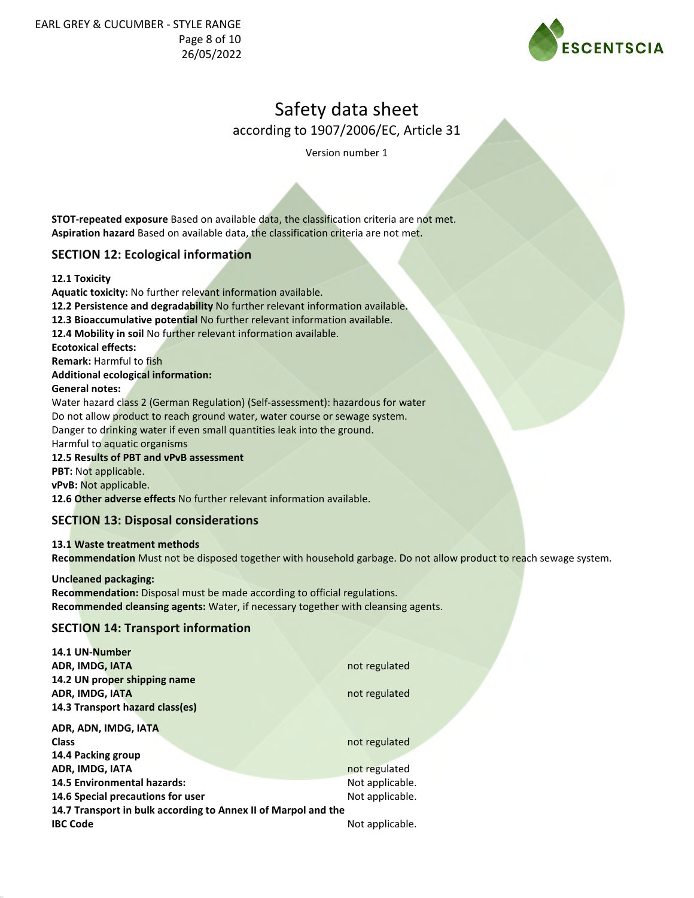# Safety data sheet

according to 1907/2006/EC, Article 31

Version number 1

**STOT-repeated exposure** Based on available data, the classification criteria are not met.
**Aspiration hazard** Based on available data, the classification criteria are not met.

## SECTION 12: Ecological information

**12.1 Toxicity**
**Aquatic toxicity:** No further relevant information available.
**12.2 Persistence and degradability** No further relevant information available.
**12.3 Bioaccumulative potential** No further relevant information available.
**12.4 Mobility in soil** No further relevant information available.
**Ecotoxical effects:**
**Remark:** Harmful to fish
**Additional ecological information:**
**General notes:**
Water hazard class 2 (German Regulation) (Self-assessment): hazardous for water
Do not allow product to reach ground water, water course or sewage system.
Danger to drinking water if even small quantities leak into the ground.
Harmful to aquatic organisms
**12.5 Results of PBT and vPvB assessment**
**PBT:** Not applicable.
**vPvB:** Not applicable.
**12.6 Other adverse effects** No further relevant information available.

## SECTION 13: Disposal considerations

**13.1 Waste treatment methods**
**Recommendation** Must not be disposed together with household garbage. Do not allow product to reach sewage system.

**Uncleaned packaging:**
**Recommendation:** Disposal must be made according to official regulations.
**Recommended cleansing agents:** Water, if necessary together with cleansing agents.

## SECTION 14: Transport information

| | |
|---|---|
| **14.1 UN-Number** | |
| **ADR, IMDG, IATA** | not regulated |
| **14.2 UN proper shipping name** | |
| **ADR, IMDG, IATA** | not regulated |
| **14.3 Transport hazard class(es)** | |
| **ADR, ADN, IMDG, IATA** | |
| **Class** | not regulated |
| **14.4 Packing group** | |
| **ADR, IMDG, IATA** | not regulated |
| **14.5 Environmental hazards:** | Not applicable. |
| **14.6 Special precautions for user** | Not applicable. |
| **14.7 Transport in bulk according to Annex II of Marpol and the IBC Code** | Not applicable. |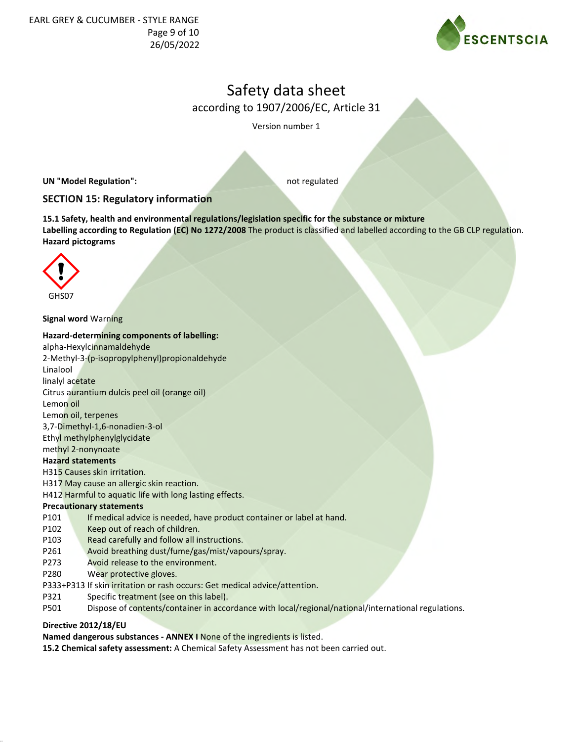**UN "Model Regulation":** not regulated

## SECTION 15: Regulatory information

**15.1 Safety, health and environmental regulations/legislation specific for the substance or mixture**
**Labelling according to Regulation (EC) No 1272/2008** The product is classified and labelled according to the GB CLP regulation.
**Hazard pictograms**

GHS07

**Signal word** Warning

**Hazard-determining components of labelling:**
alpha-Hexylcinnamaldehyde
2-Methyl-3-(p-isopropylphenyl)propionaldehyde
Linalool
linalyl acetate
Citrus aurantium dulcis peel oil (orange oil)
Lemon oil
Lemon oil, terpenes
3,7-Dimethyl-1,6-nonadien-3-ol
Ethyl methylphenylglycidate
methyl 2-nonynoate

**Hazard statements**
H315 Causes skin irritation.
H317 May cause an allergic skin reaction.
H412 Harmful to aquatic life with long lasting effects.

**Precautionary statements**
P101 If medical advice is needed, have product container or label at hand.
P102 Keep out of reach of children.
P103 Read carefully and follow all instructions.
P261 Avoid breathing dust/fume/gas/mist/vapours/spray.
P273 Avoid release to the environment.
P280 Wear protective gloves.
P333+P313 If skin irritation or rash occurs: Get medical advice/attention.
P321 Specific treatment (see on this label).
P501 Dispose of contents/container in accordance with local/regional/national/international regulations.

**Directive 2012/18/EU**
**Named dangerous substances - ANNEX I** None of the ingredients is listed.
**15.2 Chemical safety assessment:** A Chemical Safety Assessment has not been carried out.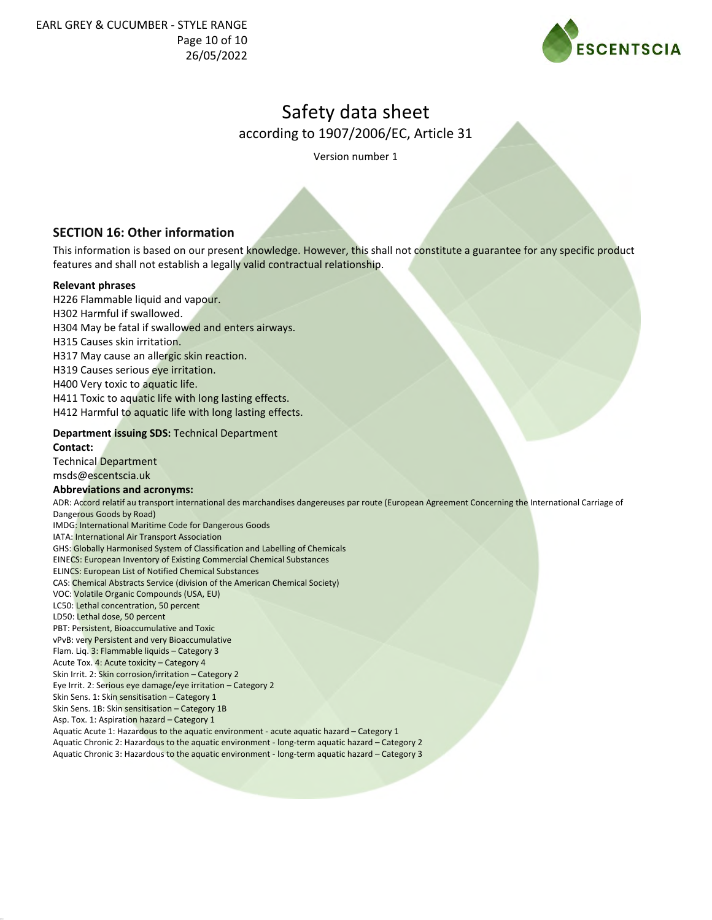# Safety data sheet

according to 1907/2006/EC, Article 31

Version number 1

## SECTION 16: Other information

This information is based on our present knowledge. However, this shall not constitute a guarantee for any specific product features and shall not establish a legally valid contractual relationship.

**Relevant phrases**

H226 Flammable liquid and vapour.
H302 Harmful if swallowed.
H304 May be fatal if swallowed and enters airways.
H315 Causes skin irritation.
H317 May cause an allergic skin reaction.
H319 Causes serious eye irritation.
H400 Very toxic to aquatic life.
H411 Toxic to aquatic life with long lasting effects.
H412 Harmful to aquatic life with long lasting effects.

**Department issuing SDS:** Technical Department

**Contact:**

Technical Department
msds@escentscia.uk

**Abbreviations and acronyms:**

ADR: Accord relatif au transport international des marchandises dangereuses par route (European Agreement Concerning the International Carriage of Dangerous Goods by Road)
IMDG: International Maritime Code for Dangerous Goods
IATA: International Air Transport Association
GHS: Globally Harmonised System of Classification and Labelling of Chemicals
EINECS: European Inventory of Existing Commercial Chemical Substances
ELINCS: European List of Notified Chemical Substances
CAS: Chemical Abstracts Service (division of the American Chemical Society)
VOC: Volatile Organic Compounds (USA, EU)
LC50: Lethal concentration, 50 percent
LD50: Lethal dose, 50 percent
PBT: Persistent, Bioaccumulative and Toxic
vPvB: very Persistent and very Bioaccumulative
Flam. Liq. 3: Flammable liquids – Category 3
Acute Tox. 4: Acute toxicity – Category 4
Skin Irrit. 2: Skin corrosion/irritation – Category 2
Eye Irrit. 2: Serious eye damage/eye irritation – Category 2
Skin Sens. 1: Skin sensitisation – Category 1
Skin Sens. 1B: Skin sensitisation – Category 1B
Asp. Tox. 1: Aspiration hazard – Category 1
Aquatic Acute 1: Hazardous to the aquatic environment - acute aquatic hazard – Category 1
Aquatic Chronic 2: Hazardous to the aquatic environment - long-term aquatic hazard – Category 2
Aquatic Chronic 3: Hazardous to the aquatic environment - long-term aquatic hazard – Category 3